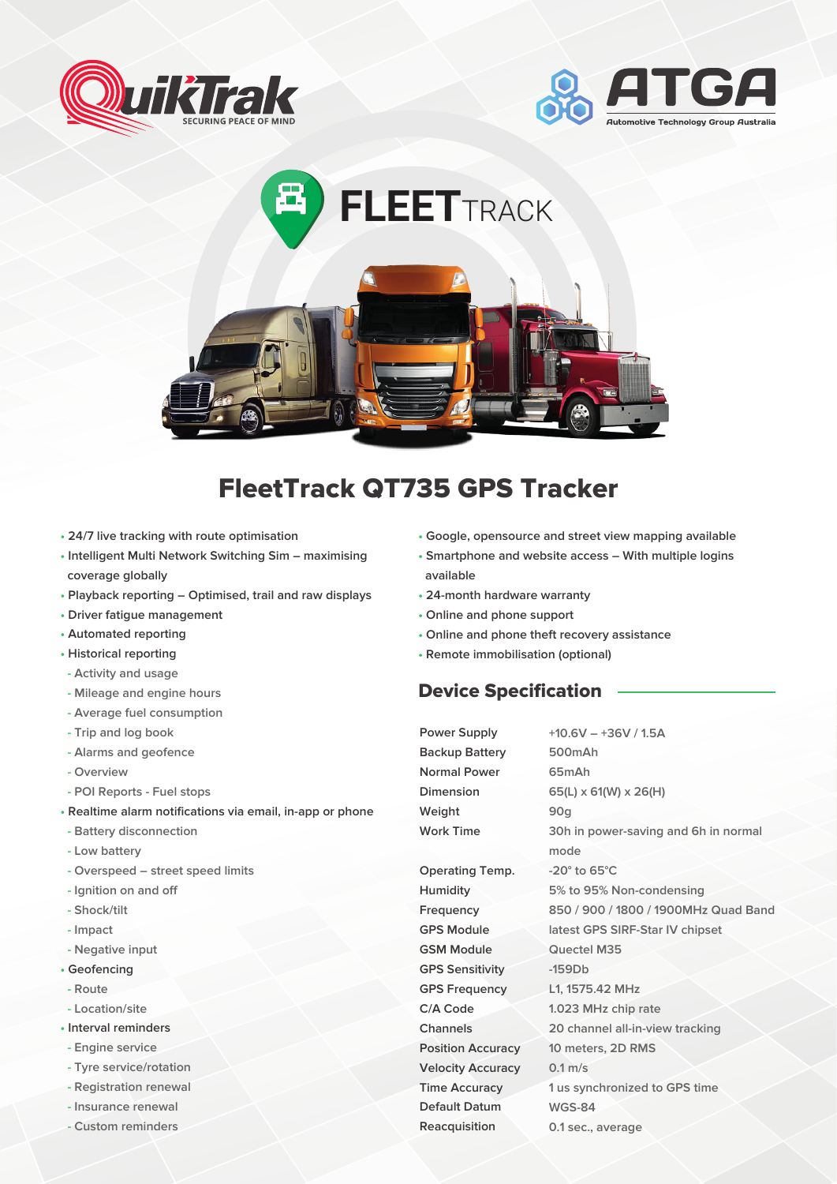QuikTrak SECURING PEACE OF MIND

ATGA Automotive Technology Group Australia

FLEET TRACK

# FleetTrack QT735 GPS Tracker

- 24/7 live tracking with route optimisation
- Intelligent Multi Network Switching Sim – maximising coverage globally
- Playback reporting – Optimised, trail and raw displays
- Driver fatigue management
- Automated reporting
- Historical reporting
  - Activity and usage
  - Mileage and engine hours
  - Average fuel consumption
  - Trip and log book
  - Alarms and geofence
  - Overview
  - POI Reports - Fuel stops
- Realtime alarm notifications via email, in-app or phone
  - Battery disconnection
  - Low battery
  - Overspeed – street speed limits
  - Ignition on and off
  - Shock/tilt
  - Impact
  - Negative input
- Geofencing
  - Route
  - Location/site
- Interval reminders
  - Engine service
  - Tyre service/rotation
  - Registration renewal
  - Insurance renewal
  - Custom reminders
- Google, opensource and street view mapping available
- Smartphone and website access – With multiple logins available
- 24-month hardware warranty
- Online and phone support
- Online and phone theft recovery assistance
- Remote immobilisation (optional)

## Device Specification

| | |
|---|---|
| Power Supply | +10.6V – +36V / 1.5A |
| Backup Battery | 500mAh |
| Normal Power | 65mAh |
| Dimension | 65(L) x 61(W) x 26(H) |
| Weight | 90g |
| Work Time | 30h in power-saving and 6h in normal mode |
| Operating Temp. | -20° to 65°C |
| Humidity | 5% to 95% Non-condensing |
| Frequency | 850 / 900 / 1800 / 1900MHz Quad Band |
| GPS Module | latest GPS SIRF-Star IV chipset |
| GSM Module | Quectel M35 |
| GPS Sensitivity | -159Db |
| GPS Frequency | L1, 1575.42 MHz |
| C/A Code | 1.023 MHz chip rate |
| Channels | 20 channel all-in-view tracking |
| Position Accuracy | 10 meters, 2D RMS |
| Velocity Accuracy | 0.1 m/s |
| Time Accuracy | 1 us synchronized to GPS time |
| Default Datum | WGS-84 |
| Reacquisition | 0.1 sec., average |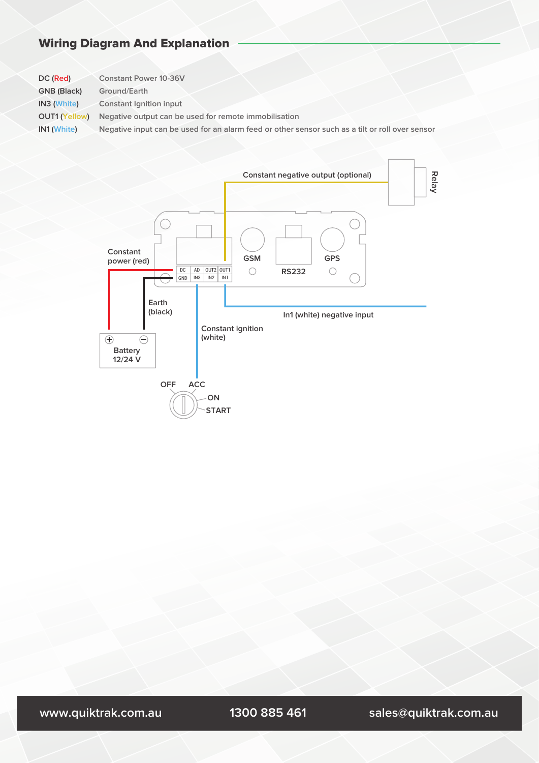## Wiring Diagram And Explanation

| | |
|---|---|
| DC (Red) | Constant Power 10-36V |
| GNB (Black) | Ground/Earth |
| IN3 (White) | Constant Ignition input |
| OUT1 (Yellow) | Negative output can be used for remote immobilisation |
| IN1 (White) | Negative input can be used for an alarm feed or other sensor such as a tilt or roll over sensor |

Constant negative output (optional)

Relay

Constant power (red)

DC AD OUT2 OUT1

GND IN3 IN2 IN1

GSM

RS232

GPS

Earth (black)

In1 (white) negative input

Constant ignition (white)

Battery 12/24 V

OFF ACC ON START